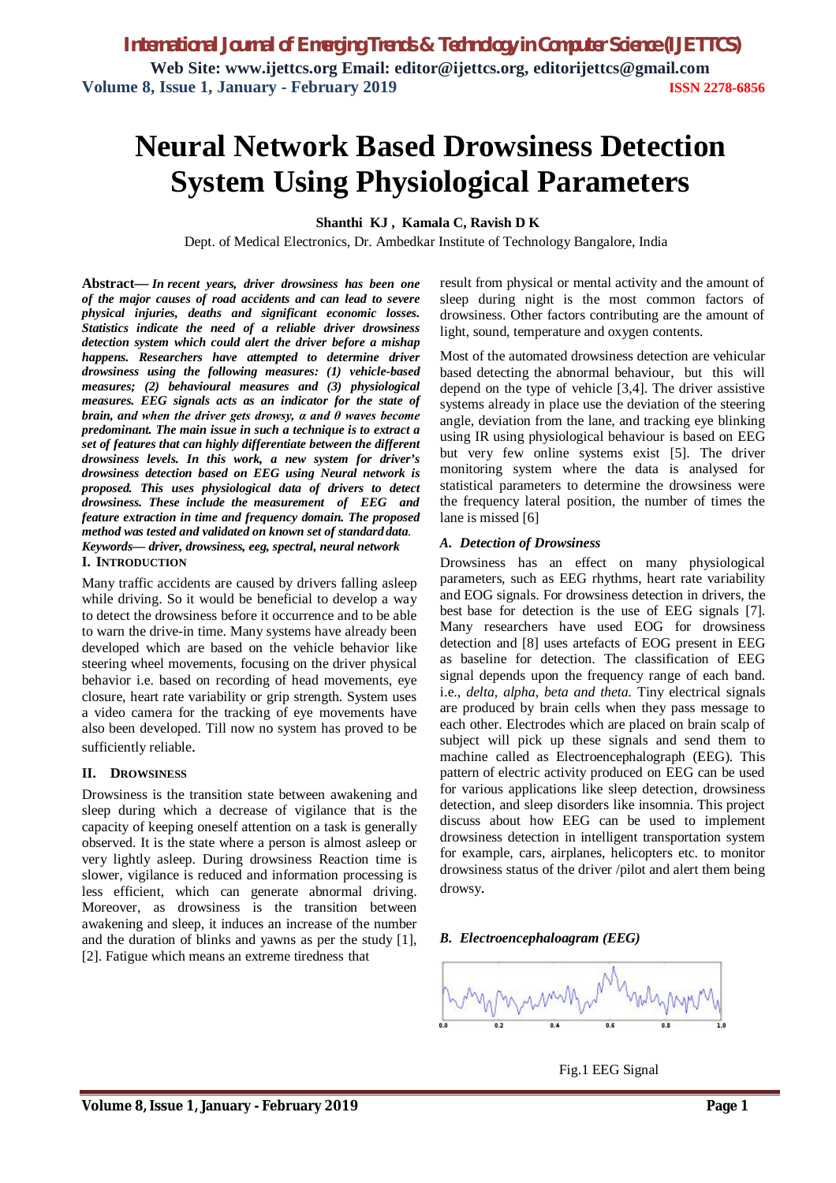# Neural Network Based Drowsiness Detection System Using Physiological Parameters

**Shanthi KJ , Kamala C, Ravish D K**

Dept. of Medical Electronics, Dr. Ambedkar Institute of Technology Bangalore, India

**Abstract—** ***In recent years, driver drowsiness has been one of the major causes of road accidents and can lead to severe physical injuries, deaths and significant economic losses. Statistics indicate the need of a reliable driver drowsiness detection system which could alert the driver before a mishap happens. Researchers have attempted to determine driver drowsiness using the following measures: (1) vehicle-based measures; (2) behavioural measures and (3) physiological measures. EEG signals acts as an indicator for the state of brain, and when the driver gets drowsy, α and θ waves become predominant. The main issue in such a technique is to extract a set of features that can highly differentiate between the different drowsiness levels. In this work, a new system for driver's drowsiness detection based on EEG using Neural network is proposed. This uses physiological data of drivers to detect drowsiness. These include the measurement of EEG and feature extraction in time and frequency domain. The proposed method was tested and validated on known set of standard data.***

***Keywords— driver, drowsiness, eeg, spectral, neural network***

## I. Introduction

Many traffic accidents are caused by drivers falling asleep while driving. So it would be beneficial to develop a way to detect the drowsiness before it occurrence and to be able to warn the drive-in time. Many systems have already been developed which are based on the vehicle behavior like steering wheel movements, focusing on the driver physical behavior i.e. based on recording of head movements, eye closure, heart rate variability or grip strength. System uses a video camera for the tracking of eye movements have also been developed. Till now no system has proved to be sufficiently reliable.

## II. Drowsiness

Drowsiness is the transition state between awakening and sleep during which a decrease of vigilance that is the capacity of keeping oneself attention on a task is generally observed. It is the state where a person is almost asleep or very lightly asleep. During drowsiness Reaction time is slower, vigilance is reduced and information processing is less efficient, which can generate abnormal driving. Moreover, as drowsiness is the transition between awakening and sleep, it induces an increase of the number and the duration of blinks and yawns as per the study [1], [2]. Fatigue which means an extreme tiredness that result from physical or mental activity and the amount of sleep during night is the most common factors of drowsiness. Other factors contributing are the amount of light, sound, temperature and oxygen contents.

Most of the automated drowsiness detection are vehicular based detecting the abnormal behaviour, but this will depend on the type of vehicle [3,4]. The driver assistive systems already in place use the deviation of the steering angle, deviation from the lane, and tracking eye blinking using IR using physiological behaviour is based on EEG but very few online systems exist [5]. The driver monitoring system where the data is analysed for statistical parameters to determine the drowsiness were the frequency lateral position, the number of times the lane is missed [6]

### *A. Detection of Drowsiness*

Drowsiness has an effect on many physiological parameters, such as EEG rhythms, heart rate variability and EOG signals. For drowsiness detection in drivers, the best base for detection is the use of EEG signals [7]. Many researchers have used EOG for drowsiness detection and [8] uses artefacts of EOG present in EEG as baseline for detection. The classification of EEG signal depends upon the frequency range of each band. i.e., *delta, alpha, beta and theta.* Tiny electrical signals are produced by brain cells when they pass message to each other. Electrodes which are placed on brain scalp of subject will pick up these signals and send them to machine called as Electroencephalograph (EEG). This pattern of electric activity produced on EEG can be used for various applications like sleep detection, drowsiness detection, and sleep disorders like insomnia. This project discuss about how EEG can be used to implement drowsiness detection in intelligent transportation system for example, cars, airplanes, helicopters etc. to monitor drowsiness status of the driver /pilot and alert them being drowsy.

### *B. Electroencephaloagram (EEG)*

Fig.1 EEG Signal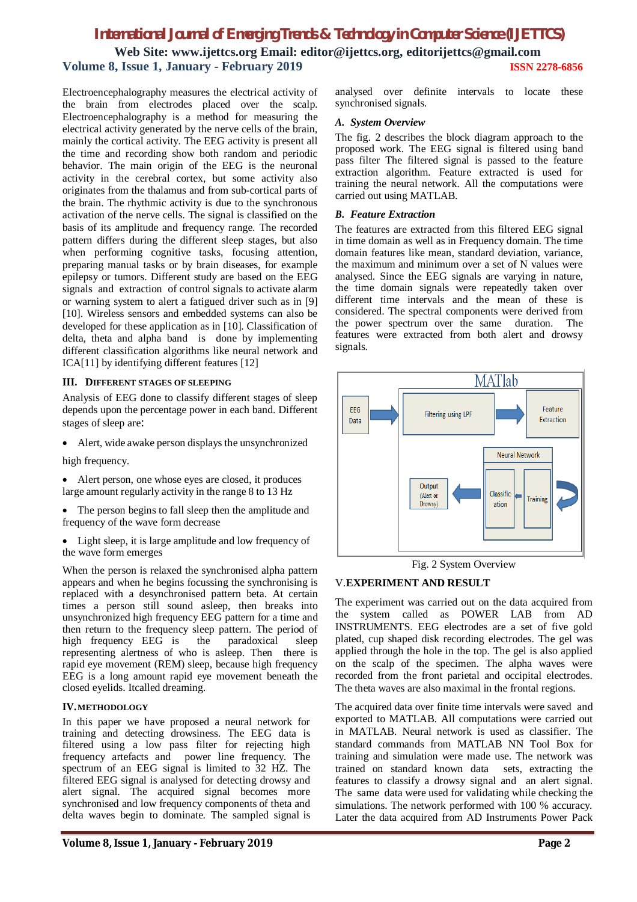Electroencephalography measures the electrical activity of the brain from electrodes placed over the scalp. Electroencephalography is a method for measuring the electrical activity generated by the nerve cells of the brain, mainly the cortical activity. The EEG activity is present all the time and recording show both random and periodic behavior. The main origin of the EEG is the neuronal activity in the cerebral cortex, but some activity also originates from the thalamus and from sub-cortical parts of the brain. The rhythmic activity is due to the synchronous activation of the nerve cells. The signal is classified on the basis of its amplitude and frequency range. The recorded pattern differs during the different sleep stages, but also when performing cognitive tasks, focusing attention, preparing manual tasks or by brain diseases, for example epilepsy or tumors. Different study are based on the EEG signals and extraction of control signals to activate alarm or warning system to alert a fatigued driver such as in [9] [10]. Wireless sensors and embedded systems can also be developed for these application as in [10]. Classification of delta, theta and alpha band is done by implementing different classification algorithms like neural network and ICA[11] by identifying different features [12]

## III. Different Stages of Sleeping

Analysis of EEG done to classify different stages of sleep depends upon the percentage power in each band. Different stages of sleep are:

- Alert, wide awake person displays the unsynchronized high frequency.
- Alert person, one whose eyes are closed, it produces large amount regularly activity in the range 8 to 13 Hz
- The person begins to fall sleep then the amplitude and frequency of the wave form decrease
- Light sleep, it is large amplitude and low frequency of the wave form emerges

When the person is relaxed the synchronised alpha pattern appears and when he begins focussing the synchronising is replaced with a desynchronised pattern beta. At certain times a person still sound asleep, then breaks into unsynchronized high frequency EEG pattern for a time and then return to the frequency sleep pattern. The period of high frequency EEG is the paradoxical sleep representing alertness of who is asleep. Then there is rapid eye movement (REM) sleep, because high frequency EEG is a long amount rapid eye movement beneath the closed eyelids. Itcalled dreaming.

## IV. Methodology

In this paper we have proposed a neural network for training and detecting drowsiness. The EEG data is filtered using a low pass filter for rejecting high frequency artefacts and power line frequency. The spectrum of an EEG signal is limited to 32 HZ. The filtered EEG signal is analysed for detecting drowsy and alert signal. The acquired signal becomes more synchronised and low frequency components of theta and delta waves begin to dominate. The sampled signal is analysed over definite intervals to locate these synchronised signals.

### *A. System Overview*

The fig. 2 describes the block diagram approach to the proposed work. The EEG signal is filtered using band pass filter The filtered signal is passed to the feature extraction algorithm. Feature extracted is used for training the neural network. All the computations were carried out using MATLAB.

### *B. Feature Extraction*

The features are extracted from this filtered EEG signal in time domain as well as in Frequency domain. The time domain features like mean, standard deviation, variance, the maximum and minimum over a set of N values were analysed. Since the EEG signals are varying in nature, the time domain signals were repeatedly taken over different time intervals and the mean of these is considered. The spectral components were derived from the power spectrum over the same duration. The features were extracted from both alert and drowsy signals.

MATlab

EEG Data → Filtering using LPF → Feature Extraction

Neural Network: Training → Classification → Output (Alert or Drowsy)

Fig. 2 System Overview

## V. Experiment and Result

The experiment was carried out on the data acquired from the system called as POWER LAB from AD INSTRUMENTS. EEG electrodes are a set of five gold plated, cup shaped disk recording electrodes. The gel was applied through the hole in the top. The gel is also applied on the scalp of the specimen. The alpha waves were recorded from the front parietal and occipital electrodes. The theta waves are also maximal in the frontal regions.

The acquired data over finite time intervals were saved and exported to MATLAB. All computations were carried out in MATLAB. Neural network is used as classifier. The standard commands from MATLAB NN Tool Box for training and simulation were made use. The network was trained on standard known data sets, extracting the features to classify a drowsy signal and an alert signal. The same data were used for validating while checking the simulations. The network performed with 100 % accuracy. Later the data acquired from AD Instruments Power Pack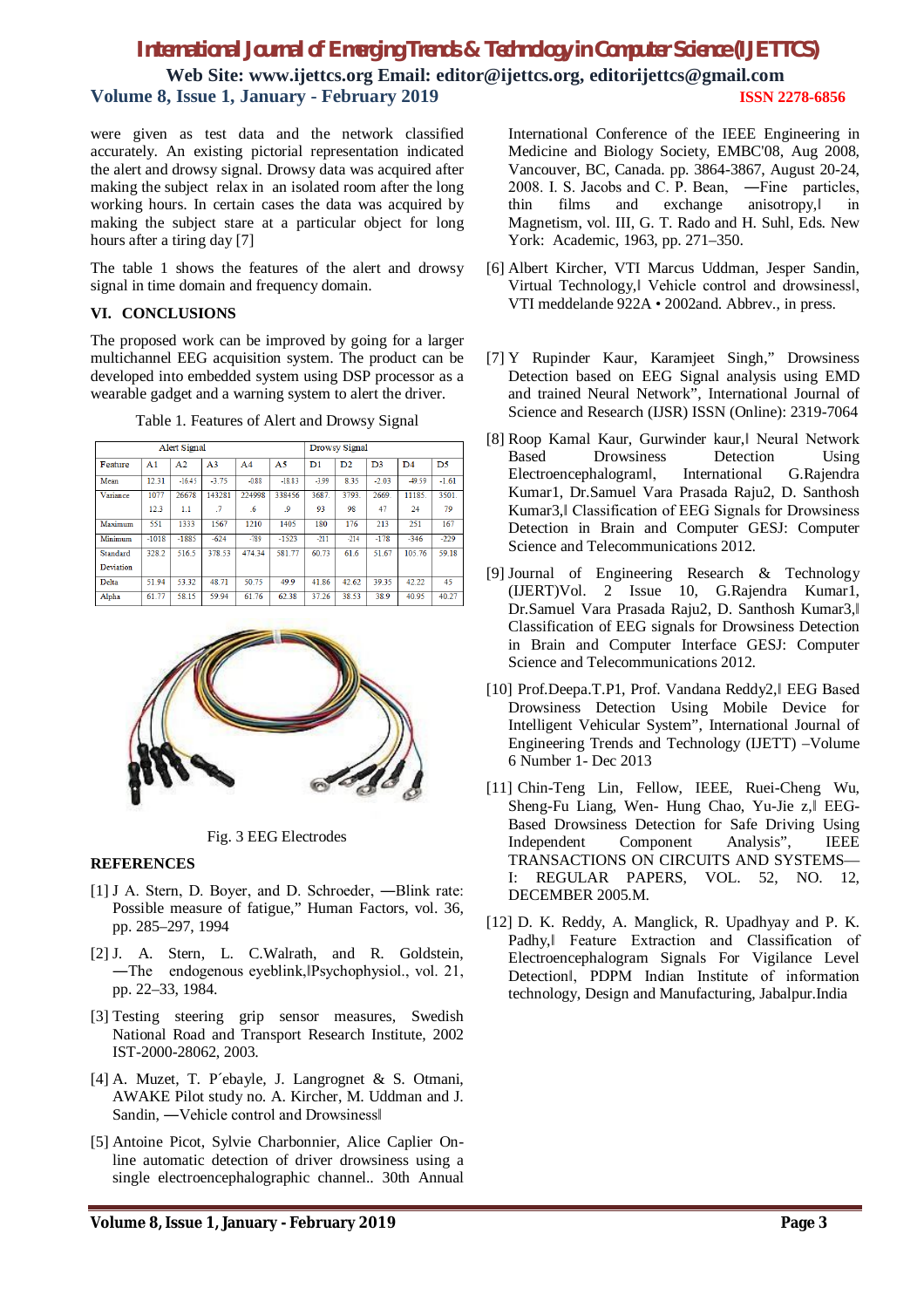were given as test data and the network classified accurately. An existing pictorial representation indicated the alert and drowsy signal. Drowsy data was acquired after making the subject relax in an isolated room after the long working hours. In certain cases the data was acquired by making the subject stare at a particular object for long hours after a tiring day [7]

The table 1 shows the features of the alert and drowsy signal in time domain and frequency domain.

## VI. CONCLUSIONS

The proposed work can be improved by going for a larger multichannel EEG acquisition system. The product can be developed into embedded system using DSP processor as a wearable gadget and a warning system to alert the driver.

Table 1. Features of Alert and Drowsy Signal

| | Alert Signal | | | | | Drowsy Signal | | | | |
|---|---|---|---|---|---|---|---|---|---|---|
| Feature | A1 | A2 | A3 | A4 | A5 | D1 | D2 | D3 | D4 | D5 |
| Mean | 12.31 | -16.45 | -3.75 | -0.88 | -18.83 | -3.99 | 8.35 | -2.03 | -49.59 | -1.61 |
| Variance | 1077 12.3 | 26678 1.1 | 143281 .7 | 224998 .6 | 338456 .9 | 3687. 93 | 3793. 98 | 2669 47 | 11185. 24 | 3501. 79 |
| Maximum | 551 | 1333 | 1567 | 1210 | 1405 | 180 | 176 | 213 | 251 | 167 |
| Minimum | -1018 | -1885 | -624 | -789 | -1523 | -211 | -214 | -178 | -346 | -229 |
| Standard Deviation | 328.2 | 516.5 | 378.53 | 474.34 | 581.77 | 60.73 | 61.6 | 51.67 | 105.76 | 59.18 |
| Delta | 51.94 | 53.32 | 48.71 | 50.75 | 49.9 | 41.86 | 42.62 | 39.35 | 42.22 | 45 |
| Alpha | 61.77 | 58.15 | 59.94 | 61.76 | 62.38 | 37.26 | 38.53 | 38.9 | 40.95 | 40.27 |

Fig. 3 EEG Electrodes

## REFERENCES

[1] J A. Stern, D. Boyer, and D. Schroeder, ―Blink rate: Possible measure of fatigue," Human Factors, vol. 36, pp. 285–297, 1994

[2] J. A. Stern, L. C.Walrath, and R. Goldstein, ―The endogenous eyeblink,‖Psychophysiol., vol. 21, pp. 22–33, 1984.

[3] Testing steering grip sensor measures, Swedish National Road and Transport Research Institute, 2002 IST-2000-28062, 2003.

[4] A. Muzet, T. P´ebayle, J. Langrognet & S. Otmani, AWAKE Pilot study no. A. Kircher, M. Uddman and J. Sandin, ―Vehicle control and Drowsiness‖

[5] Antoine Picot, Sylvie Charbonnier, Alice Caplier On-line automatic detection of driver drowsiness using a single electroencephalographic channel.. 30th Annual International Conference of the IEEE Engineering in Medicine and Biology Society, EMBC'08, Aug 2008, Vancouver, BC, Canada. pp. 3864-3867, August 20-24, 2008. I. S. Jacobs and C. P. Bean, ―Fine particles, thin films and exchange anisotropy,‖ in Magnetism, vol. III, G. T. Rado and H. Suhl, Eds. New York: Academic, 1963, pp. 271–350.

[6] Albert Kircher, VTI Marcus Uddman, Jesper Sandin, Virtual Technology,‖ Vehicle control and drowsiness‖, VTI meddelande 922A • 2002and. Abbrev., in press.

[7] Y Rupinder Kaur, Karamjeet Singh," Drowsiness Detection based on EEG Signal analysis using EMD and trained Neural Network", International Journal of Science and Research (IJSR) ISSN (Online): 2319-7064

[8] Roop Kamal Kaur, Gurwinder kaur,‖ Neural Network Based Drowsiness Detection Using Electroencephalogram‖, International G.Rajendra Kumar1, Dr.Samuel Vara Prasada Raju2, D. Santhosh Kumar3,‖ Classification of EEG Signals for Drowsiness Detection in Brain and Computer GESJ: Computer Science and Telecommunications 2012.

[9] Journal of Engineering Research & Technology (IJERT)Vol. 2 Issue 10, G.Rajendra Kumar1, Dr.Samuel Vara Prasada Raju2, D. Santhosh Kumar3,‖ Classification of EEG signals for Drowsiness Detection in Brain and Computer Interface GESJ: Computer Science and Telecommunications 2012.

[10] Prof.Deepa.T.P1, Prof. Vandana Reddy2,‖ EEG Based Drowsiness Detection Using Mobile Device for Intelligent Vehicular System", International Journal of Engineering Trends and Technology (IJETT) –Volume 6 Number 1- Dec 2013

[11] Chin-Teng Lin, Fellow, IEEE, Ruei-Cheng Wu, Sheng-Fu Liang, Wen- Hung Chao, Yu-Jie z,‖ EEG-Based Drowsiness Detection for Safe Driving Using Independent Component Analysis", IEEE TRANSACTIONS ON CIRCUITS AND SYSTEMS—I: REGULAR PAPERS, VOL. 52, NO. 12, DECEMBER 2005.M.

[12] D. K. Reddy, A. Manglick, R. Upadhyay and P. K. Padhy,‖ Feature Extraction and Classification of Electroencephalogram Signals For Vigilance Level Detection‖, PDPM Indian Institute of information technology, Design and Manufacturing, Jabalpur.India